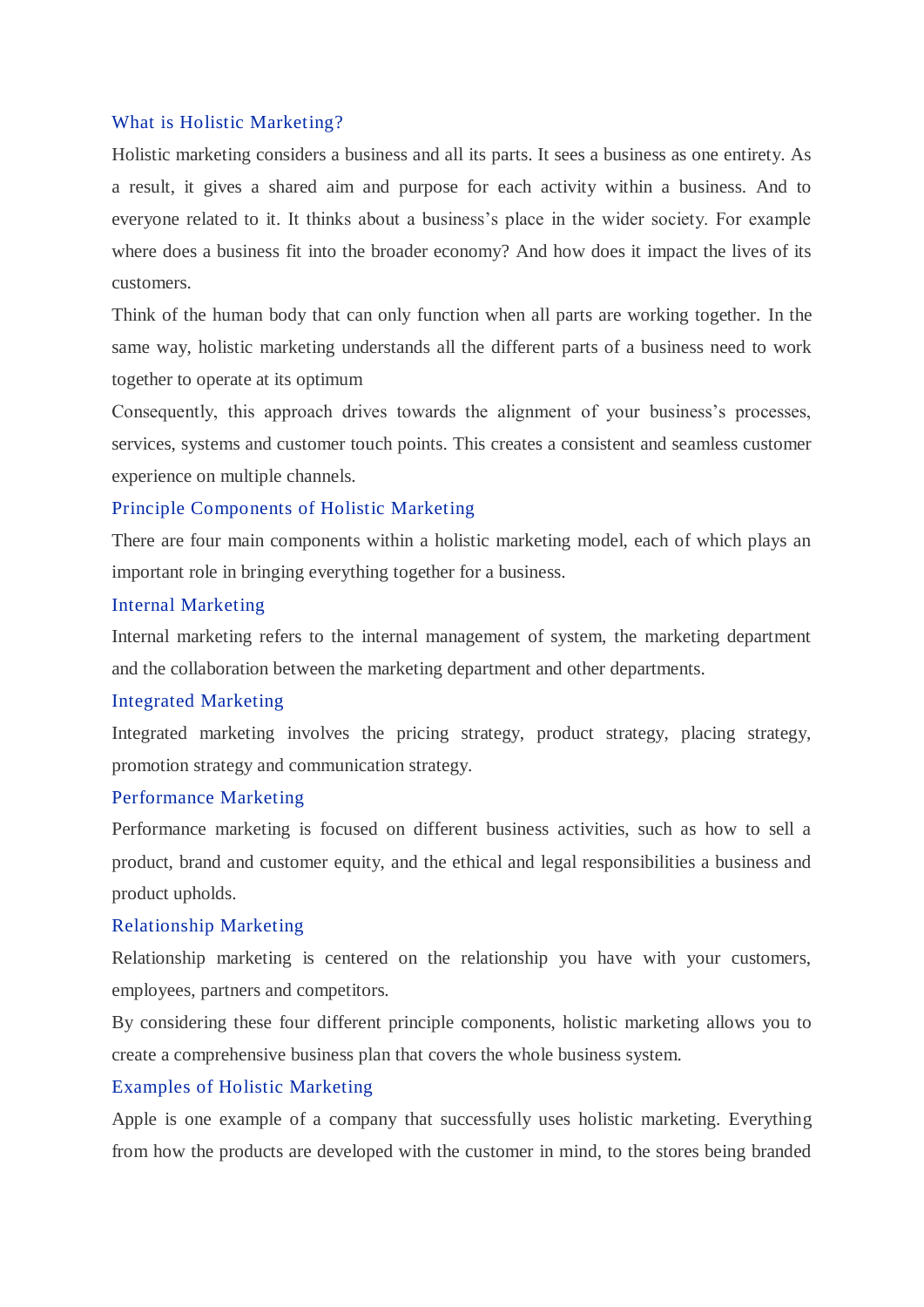## What is Holistic Marketing?

Holistic marketing considers a business and all its parts. It sees a business as one entirety. As a result, it gives a shared aim and purpose for each activity within a business. And to everyone related to it. It thinks about a business's place in the wider society. For example where does a business fit into the broader economy? And how does it impact the lives of its customers.

Think of the human body that can only function when all parts are working together. In the same way, holistic marketing understands all the different parts of a business need to work together to operate at its optimum

Consequently, this approach drives towards the alignment of your business's processes, services, systems and customer touch points. This creates a consistent and seamless customer experience on multiple channels.

## Principle Components of Holistic Marketing

There are four main components within a holistic marketing model, each of which plays an important role in bringing everything together for a business.

### Internal Marketing

Internal marketing refers to the internal management of system, the marketing department and the collaboration between the marketing department and other departments.

### Integrated Marketing

Integrated marketing involves the pricing strategy, product strategy, placing strategy, promotion strategy and communication strategy.

### Performance Marketing

Performance marketing is focused on different business activities, such as how to sell a product, brand and customer equity, and the ethical and legal responsibilities a business and product upholds.

### Relationship Marketing

Relationship marketing is centered on the relationship you have with your customers, employees, partners and competitors.

By considering these four different principle components, holistic marketing allows you to create a comprehensive business plan that covers the whole business system.

## Examples of Holistic Marketing

Apple is one example of a company that successfully uses holistic marketing. Everything from how the products are developed with the customer in mind, to the stores being branded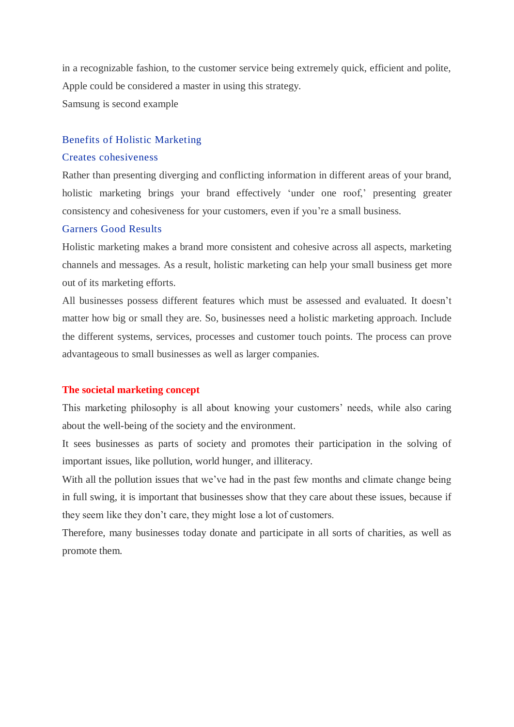in a recognizable fashion, to the customer service being extremely quick, efficient and polite, Apple could be considered a master in using this strategy.

Samsung is second example

## Benefits of Holistic Marketing

### Creates cohesiveness

Rather than presenting diverging and conflicting information in different areas of your brand, holistic marketing brings your brand effectively 'under one roof,' presenting greater consistency and cohesiveness for your customers, even if you're a small business.

### Garners Good Results

Holistic marketing makes a brand more consistent and cohesive across all aspects, marketing channels and messages. As a result, holistic marketing can help your small business get more out of its marketing efforts.

All businesses possess different features which must be assessed and evaluated. It doesn't matter how big or small they are. So, businesses need a holistic marketing approach. Include the different systems, services, processes and customer touch points. The process can prove advantageous to small businesses as well as larger companies.

## **The societal marketing concept**

This marketing philosophy is all about knowing your customers' needs, while also caring about the well-being of the society and the environment.

It sees businesses as parts of society and promotes their participation in the solving of important issues, like pollution, world hunger, and illiteracy.

With all the pollution issues that we've had in the past few months and climate change being in full swing, it is important that businesses show that they care about these issues, because if they seem like they don't care, they might lose a lot of customers.

Therefore, many businesses today donate and participate in all sorts of charities, as well as promote them.